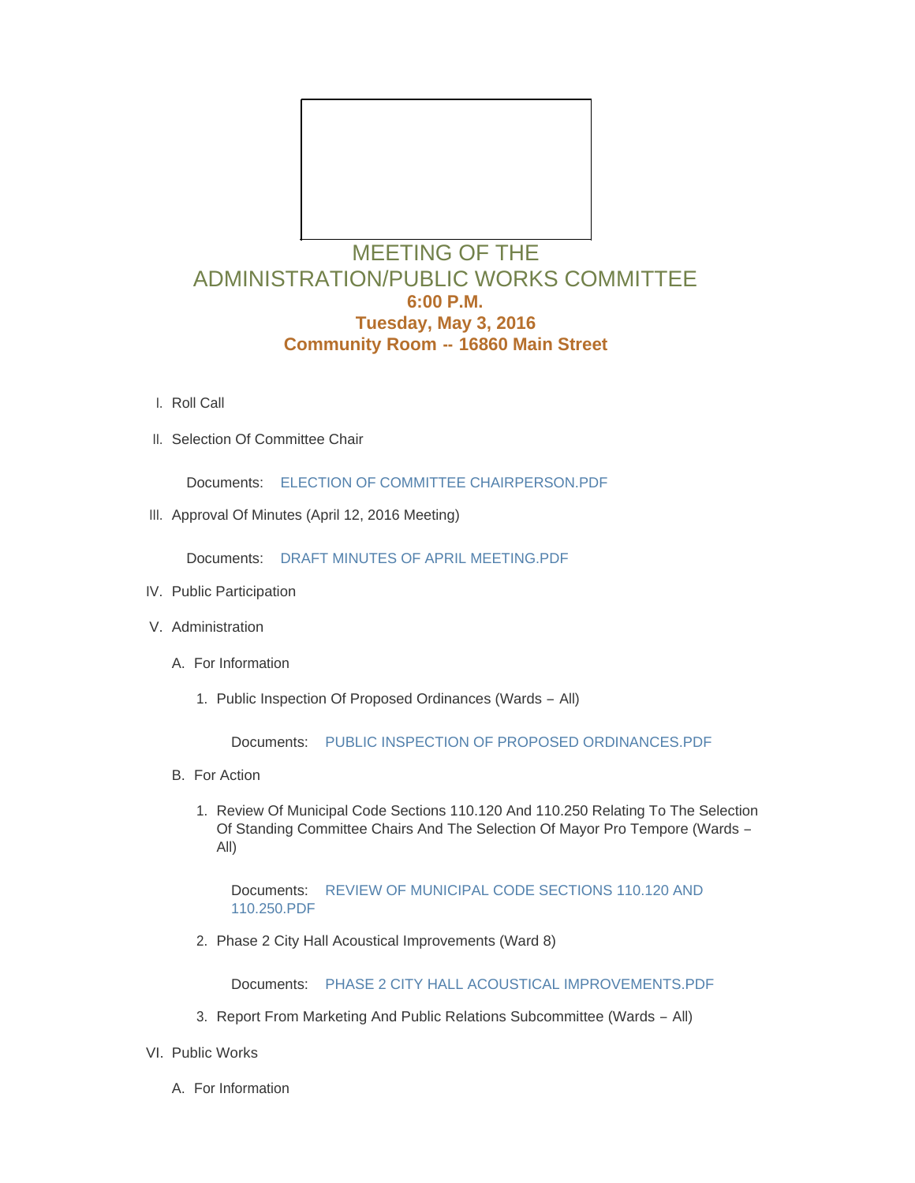# MEETING OF THE ADMINISTRATION/PUBLIC WORKS COMMITTEE

**6:00 P.M.**

**Tuesday, May 3, 2016**

**Community Room -- 16860 Main Street**

I. Roll Call

II. Selection Of Committee Chair

Documents: ELECTION OF COMMITTEE CHAIRPERSON.PDF

III. Approval Of Minutes (April 12, 2016 Meeting)

Documents: DRAFT MINUTES OF APRIL MEETING.PDF

IV. Public Participation

V. Administration

A. For Information

1. Public Inspection Of Proposed Ordinances (Wards – All)

Documents: PUBLIC INSPECTION OF PROPOSED ORDINANCES.PDF

B. For Action

1. Review Of Municipal Code Sections 110.120 And 110.250 Relating To The Selection Of Standing Committee Chairs And The Selection Of Mayor Pro Tempore (Wards – All)

Documents: REVIEW OF MUNICIPAL CODE SECTIONS 110.120 AND 110.250.PDF

2. Phase 2 City Hall Acoustical Improvements (Ward 8)

Documents: PHASE 2 CITY HALL ACOUSTICAL IMPROVEMENTS.PDF

3. Report From Marketing And Public Relations Subcommittee (Wards – All)

VI. Public Works

A. For Information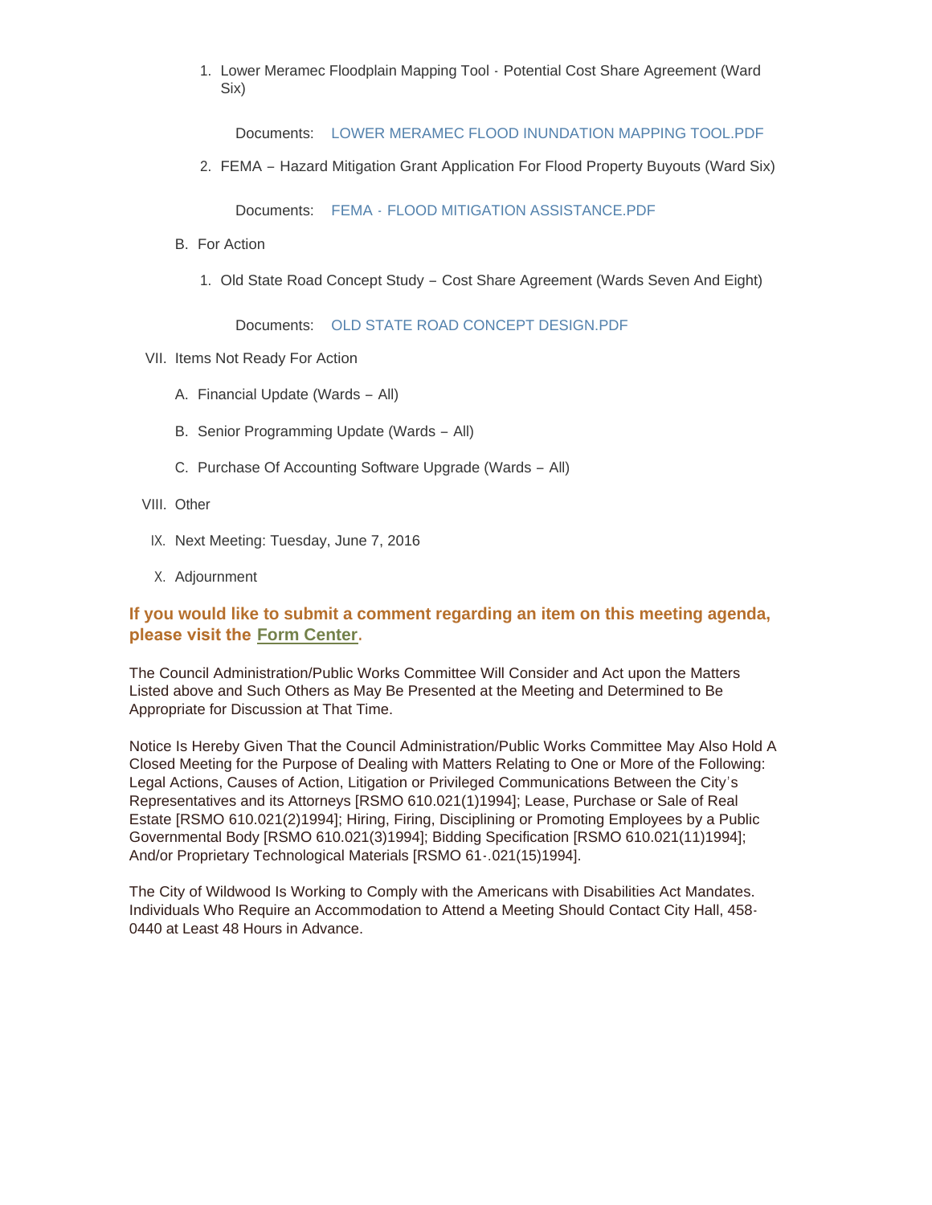1. Lower Meramec Floodplain Mapping Tool - Potential Cost Share Agreement (Ward Six)

   Documents: LOWER MERAMEC FLOOD INUNDATION MAPPING TOOL.PDF

2. FEMA – Hazard Mitigation Grant Application For Flood Property Buyouts (Ward Six)

   Documents: FEMA - FLOOD MITIGATION ASSISTANCE.PDF

B. For Action

1. Old State Road Concept Study – Cost Share Agreement (Wards Seven And Eight)

   Documents: OLD STATE ROAD CONCEPT DESIGN.PDF

VII. Items Not Ready For Action

A. Financial Update (Wards – All)

B. Senior Programming Update (Wards – All)

C. Purchase Of Accounting Software Upgrade (Wards – All)

VIII. Other

IX. Next Meeting: Tuesday, June 7, 2016

X. Adjournment

**If you would like to submit a comment regarding an item on this meeting agenda, please visit the Form Center.**

The Council Administration/Public Works Committee Will Consider and Act upon the Matters Listed above and Such Others as May Be Presented at the Meeting and Determined to Be Appropriate for Discussion at That Time.

Notice Is Hereby Given That the Council Administration/Public Works Committee May Also Hold A Closed Meeting for the Purpose of Dealing with Matters Relating to One or More of the Following: Legal Actions, Causes of Action, Litigation or Privileged Communications Between the City's Representatives and its Attorneys [RSMO 610.021(1)1994]; Lease, Purchase or Sale of Real Estate [RSMO 610.021(2)1994]; Hiring, Firing, Disciplining or Promoting Employees by a Public Governmental Body [RSMO 610.021(3)1994]; Bidding Specification [RSMO 610.021(11)1994]; And/or Proprietary Technological Materials [RSMO 61-.021(15)1994].

The City of Wildwood Is Working to Comply with the Americans with Disabilities Act Mandates. Individuals Who Require an Accommodation to Attend a Meeting Should Contact City Hall, 458-0440 at Least 48 Hours in Advance.